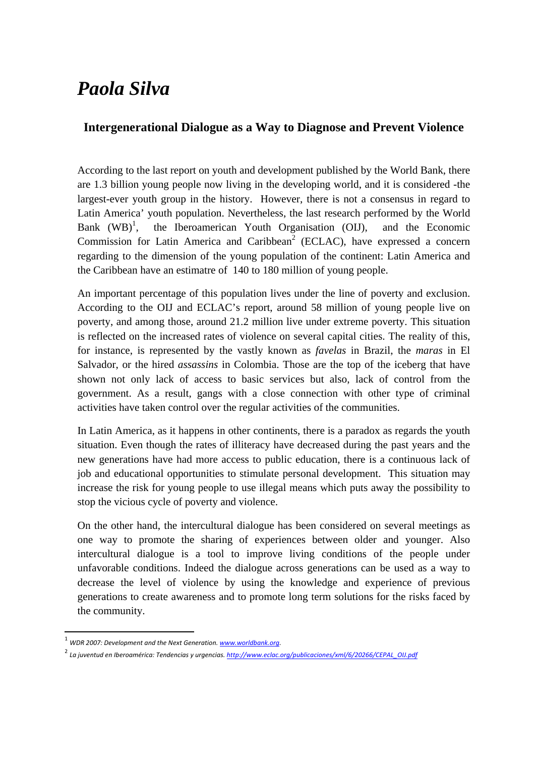# *Paola Silva*

## Intergenerational Dialogue as a Way to Diagnose and Prevent Violence

According to the last report on youth and development published by the World Bank, there are 1.3 billion young people now living in the developing world, and it is considered -the largest-ever youth group in the history. However, there is not a consensus in regard to Latin America' youth population. Nevertheless, the last research performed by the World Bank (WB)[1], the Iberoamerican Youth Organisation (OIJ), and the Economic Commission for Latin America and Caribbean[2] (ECLAC), have expressed a concern regarding to the dimension of the young population of the continent: Latin America and the Caribbean have an estimatre of 140 to 180 million of young people.

An important percentage of this population lives under the line of poverty and exclusion. According to the OIJ and ECLAC's report, around 58 million of young people live on poverty, and among those, around 21.2 million live under extreme poverty. This situation is reflected on the increased rates of violence on several capital cities. The reality of this, for instance, is represented by the vastly known as *favelas* in Brazil, the *maras* in El Salvador, or the hired *assassins* in Colombia. Those are the top of the iceberg that have shown not only lack of access to basic services but also, lack of control from the government. As a result, gangs with a close connection with other type of criminal activities have taken control over the regular activities of the communities.

In Latin America, as it happens in other continents, there is a paradox as regards the youth situation. Even though the rates of illiteracy have decreased during the past years and the new generations have had more access to public education, there is a continuous lack of job and educational opportunities to stimulate personal development. This situation may increase the risk for young people to use illegal means which puts away the possibility to stop the vicious cycle of poverty and violence.

On the other hand, the intercultural dialogue has been considered on several meetings as one way to promote the sharing of experiences between older and younger. Also intercultural dialogue is a tool to improve living conditions of the people under unfavorable conditions. Indeed the dialogue across generations can be used as a way to decrease the level of violence by using the knowledge and experience of previous generations to create awareness and to promote long term solutions for the risks faced by the community.

---

[1] *WDR 2007: Development and the Next Generation.* www.worldbank.org.

[2] *La juventud en Iberoamérica: Tendencias y urgencias.* http://www.eclac.org/publicaciones/xml/6/20266/CEPAL_OIJ.pdf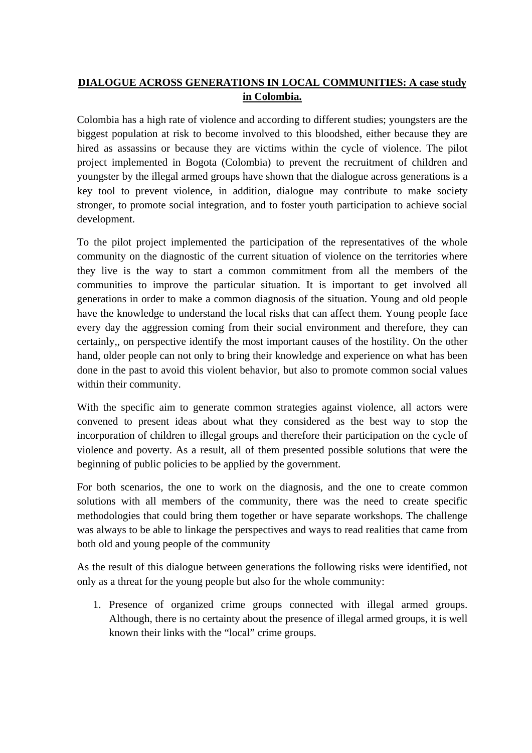**DIALOGUE ACROSS GENERATIONS IN LOCAL COMMUNITIES: A case study in Colombia.**

Colombia has a high rate of violence and according to different studies; youngsters are the biggest population at risk to become involved to this bloodshed, either because they are hired as assassins or because they are victims within the cycle of violence. The pilot project implemented in Bogota (Colombia) to prevent the recruitment of children and youngster by the illegal armed groups have shown that the dialogue across generations is a key tool to prevent violence, in addition, dialogue may contribute to make society stronger, to promote social integration, and to foster youth participation to achieve social development.

To the pilot project implemented the participation of the representatives of the whole community on the diagnostic of the current situation of violence on the territories where they live is the way to start a common commitment from all the members of the communities to improve the particular situation. It is important to get involved all generations in order to make a common diagnosis of the situation. Young and old people have the knowledge to understand the local risks that can affect them. Young people face every day the aggression coming from their social environment and therefore, they can certainly,, on perspective identify the most important causes of the hostility. On the other hand, older people can not only to bring their knowledge and experience on what has been done in the past to avoid this violent behavior, but also to promote common social values within their community.

With the specific aim to generate common strategies against violence, all actors were convened to present ideas about what they considered as the best way to stop the incorporation of children to illegal groups and therefore their participation on the cycle of violence and poverty. As a result, all of them presented possible solutions that were the beginning of public policies to be applied by the government.

For both scenarios, the one to work on the diagnosis, and the one to create common solutions with all members of the community, there was the need to create specific methodologies that could bring them together or have separate workshops. The challenge was always to be able to linkage the perspectives and ways to read realities that came from both old and young people of the community

As the result of this dialogue between generations the following risks were identified, not only as a threat for the young people but also for the whole community:

1. Presence of organized crime groups connected with illegal armed groups. Although, there is no certainty about the presence of illegal armed groups, it is well known their links with the "local" crime groups.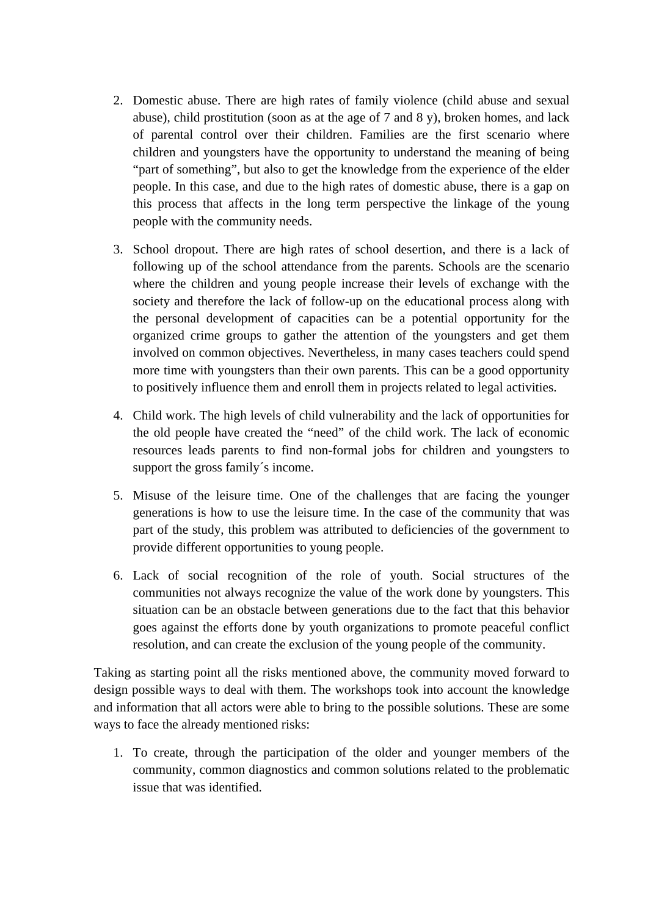2. Domestic abuse. There are high rates of family violence (child abuse and sexual abuse), child prostitution (soon as at the age of 7 and 8 y), broken homes, and lack of parental control over their children. Families are the first scenario where children and youngsters have the opportunity to understand the meaning of being “part of something”, but also to get the knowledge from the experience of the elder people. In this case, and due to the high rates of domestic abuse, there is a gap on this process that affects in the long term perspective the linkage of the young people with the community needs.

3. School dropout. There are high rates of school desertion, and there is a lack of following up of the school attendance from the parents. Schools are the scenario where the children and young people increase their levels of exchange with the society and therefore the lack of follow-up on the educational process along with the personal development of capacities can be a potential opportunity for the organized crime groups to gather the attention of the youngsters and get them involved on common objectives. Nevertheless, in many cases teachers could spend more time with youngsters than their own parents. This can be a good opportunity to positively influence them and enroll them in projects related to legal activities.

4. Child work. The high levels of child vulnerability and the lack of opportunities for the old people have created the “need” of the child work. The lack of economic resources leads parents to find non-formal jobs for children and youngsters to support the gross family´s income.

5. Misuse of the leisure time. One of the challenges that are facing the younger generations is how to use the leisure time. In the case of the community that was part of the study, this problem was attributed to deficiencies of the government to provide different opportunities to young people.

6. Lack of social recognition of the role of youth. Social structures of the communities not always recognize the value of the work done by youngsters. This situation can be an obstacle between generations due to the fact that this behavior goes against the efforts done by youth organizations to promote peaceful conflict resolution, and can create the exclusion of the young people of the community.

Taking as starting point all the risks mentioned above, the community moved forward to design possible ways to deal with them. The workshops took into account the knowledge and information that all actors were able to bring to the possible solutions. These are some ways to face the already mentioned risks:

1. To create, through the participation of the older and younger members of the community, common diagnostics and common solutions related to the problematic issue that was identified.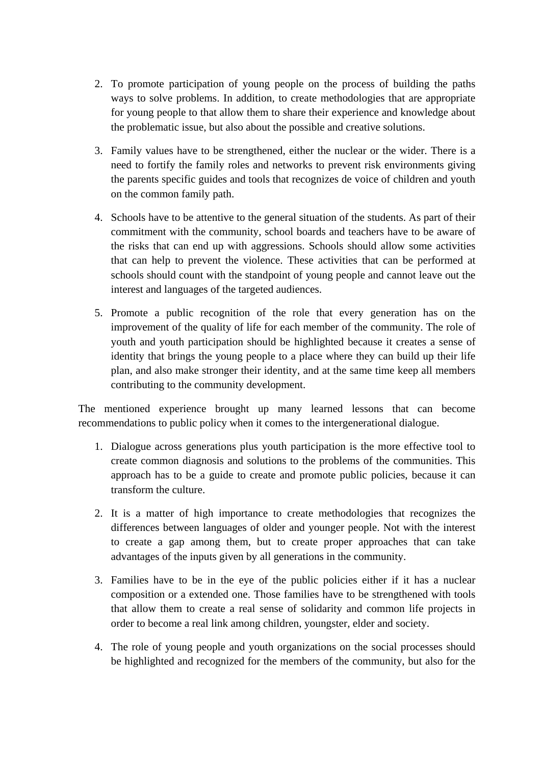2. To promote participation of young people on the process of building the paths ways to solve problems. In addition, to create methodologies that are appropriate for young people to that allow them to share their experience and knowledge about the problematic issue, but also about the possible and creative solutions.

3. Family values have to be strengthened, either the nuclear or the wider. There is a need to fortify the family roles and networks to prevent risk environments giving the parents specific guides and tools that recognizes de voice of children and youth on the common family path.

4. Schools have to be attentive to the general situation of the students. As part of their commitment with the community, school boards and teachers have to be aware of the risks that can end up with aggressions. Schools should allow some activities that can help to prevent the violence. These activities that can be performed at schools should count with the standpoint of young people and cannot leave out the interest and languages of the targeted audiences.

5. Promote a public recognition of the role that every generation has on the improvement of the quality of life for each member of the community. The role of youth and youth participation should be highlighted because it creates a sense of identity that brings the young people to a place where they can build up their life plan, and also make stronger their identity, and at the same time keep all members contributing to the community development.

The mentioned experience brought up many learned lessons that can become recommendations to public policy when it comes to the intergenerational dialogue.

1. Dialogue across generations plus youth participation is the more effective tool to create common diagnosis and solutions to the problems of the communities. This approach has to be a guide to create and promote public policies, because it can transform the culture.

2. It is a matter of high importance to create methodologies that recognizes the differences between languages of older and younger people. Not with the interest to create a gap among them, but to create proper approaches that can take advantages of the inputs given by all generations in the community.

3. Families have to be in the eye of the public policies either if it has a nuclear composition or a extended one. Those families have to be strengthened with tools that allow them to create a real sense of solidarity and common life projects in order to become a real link among children, youngster, elder and society.

4. The role of young people and youth organizations on the social processes should be highlighted and recognized for the members of the community, but also for the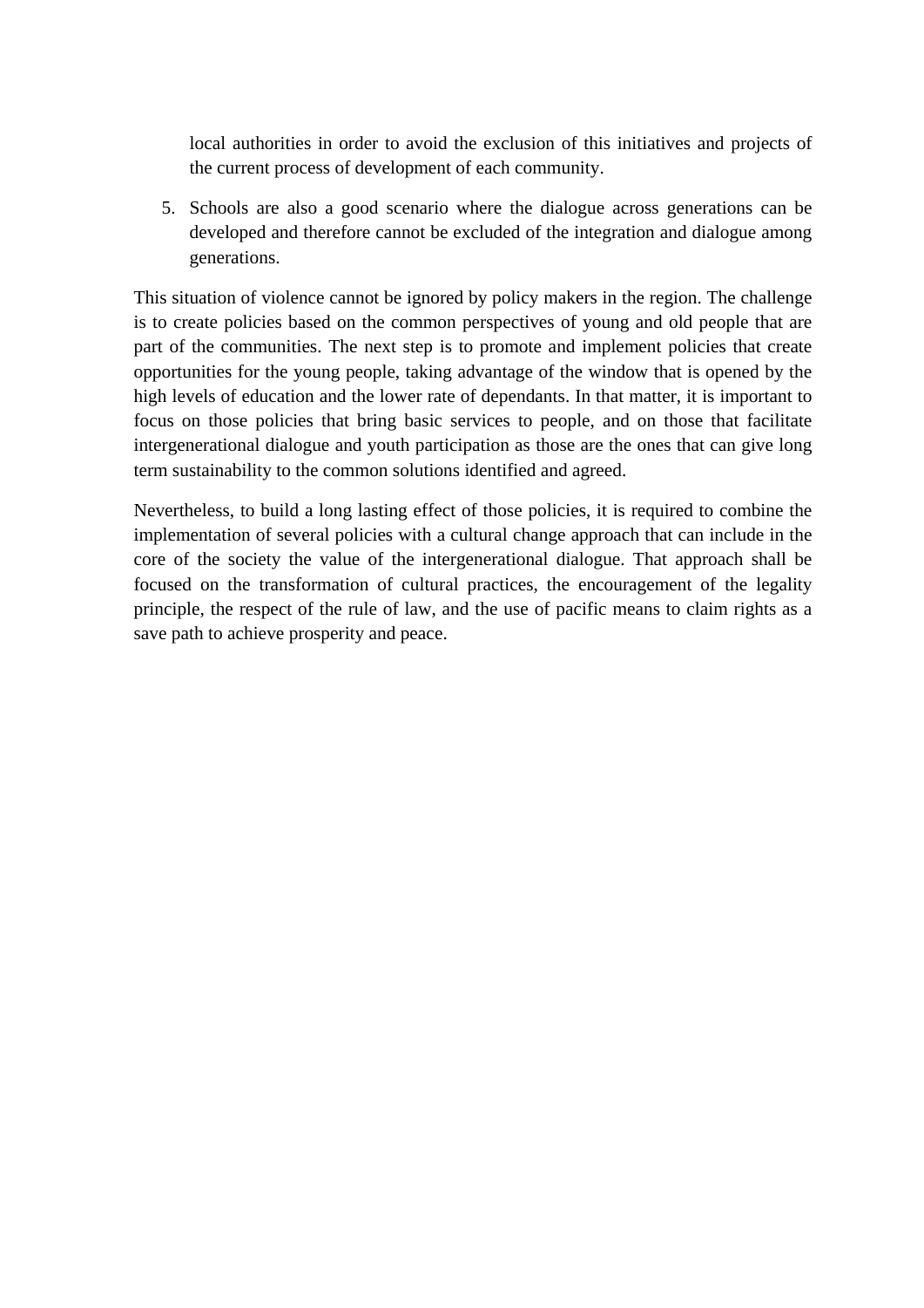local authorities in order to avoid the exclusion of this initiatives and projects of the current process of development of each community.

5. Schools are also a good scenario where the dialogue across generations can be developed and therefore cannot be excluded of the integration and dialogue among generations.

This situation of violence cannot be ignored by policy makers in the region. The challenge is to create policies based on the common perspectives of young and old people that are part of the communities. The next step is to promote and implement policies that create opportunities for the young people, taking advantage of the window that is opened by the high levels of education and the lower rate of dependants. In that matter, it is important to focus on those policies that bring basic services to people, and on those that facilitate intergenerational dialogue and youth participation as those are the ones that can give long term sustainability to the common solutions identified and agreed.

Nevertheless, to build a long lasting effect of those policies, it is required to combine the implementation of several policies with a cultural change approach that can include in the core of the society the value of the intergenerational dialogue. That approach shall be focused on the transformation of cultural practices, the encouragement of the legality principle, the respect of the rule of law, and the use of pacific means to claim rights as a save path to achieve prosperity and peace.